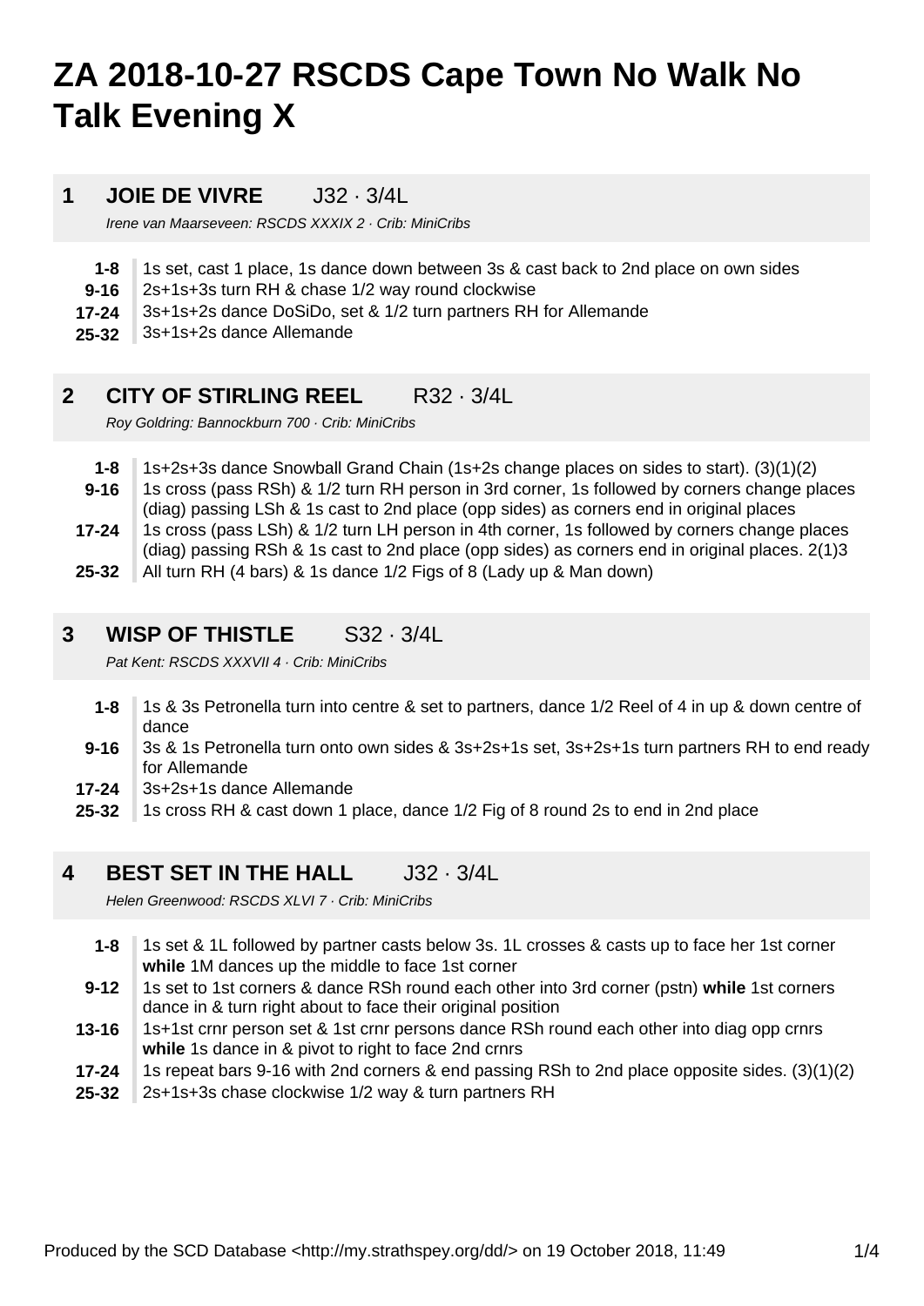# ZA 2018-10-27 RSCDS Cape Town No Walk No Talk Evening X

## 1 JOIE DE VIVRE J32 · 3/4L

*Irene van Maarseveen: RSCDS XXXIX 2 · Crib: MiniCribs*

- **1-8** 1s set, cast 1 place, 1s dance down between 3s & cast back to 2nd place on own sides
- **9-16** 2s+1s+3s turn RH & chase 1/2 way round clockwise
- **17-24** 3s+1s+2s dance DoSiDo, set & 1/2 turn partners RH for Allemande
- **25-32** 3s+1s+2s dance Allemande

## 2 CITY OF STIRLING REEL R32 · 3/4L

*Roy Goldring: Bannockburn 700 · Crib: MiniCribs*

- **1-8** 1s+2s+3s dance Snowball Grand Chain (1s+2s change places on sides to start). (3)(1)(2)
- **9-16** 1s cross (pass RSh) & 1/2 turn RH person in 3rd corner, 1s followed by corners change places (diag) passing LSh & 1s cast to 2nd place (opp sides) as corners end in original places
- **17-24** 1s cross (pass LSh) & 1/2 turn LH person in 4th corner, 1s followed by corners change places (diag) passing RSh & 1s cast to 2nd place (opp sides) as corners end in original places. 2(1)3
- **25-32** All turn RH (4 bars) & 1s dance 1/2 Figs of 8 (Lady up & Man down)

## 3 WISP OF THISTLE S32 · 3/4L

*Pat Kent: RSCDS XXXVII 4 · Crib: MiniCribs*

- **1-8** 1s & 3s Petronella turn into centre & set to partners, dance 1/2 Reel of 4 in up & down centre of dance
- **9-16** 3s & 1s Petronella turn onto own sides & 3s+2s+1s set, 3s+2s+1s turn partners RH to end ready for Allemande
- **17-24** 3s+2s+1s dance Allemande
- **25-32** 1s cross RH & cast down 1 place, dance 1/2 Fig of 8 round 2s to end in 2nd place

## 4 BEST SET IN THE HALL J32 · 3/4L

*Helen Greenwood: RSCDS XLVI 7 · Crib: MiniCribs*

- **1-8** 1s set & 1L followed by partner casts below 3s. 1L crosses & casts up to face her 1st corner **while** 1M dances up the middle to face 1st corner
- **9-12** 1s set to 1st corners & dance RSh round each other into 3rd corner (pstn) **while** 1st corners dance in & turn right about to face their original position
- **13-16** 1s+1st crnr person set & 1st crnr persons dance RSh round each other into diag opp crnrs **while** 1s dance in & pivot to right to face 2nd crnrs
- **17-24** 1s repeat bars 9-16 with 2nd corners & end passing RSh to 2nd place opposite sides. (3)(1)(2)
- **25-32** 2s+1s+3s chase clockwise 1/2 way & turn partners RH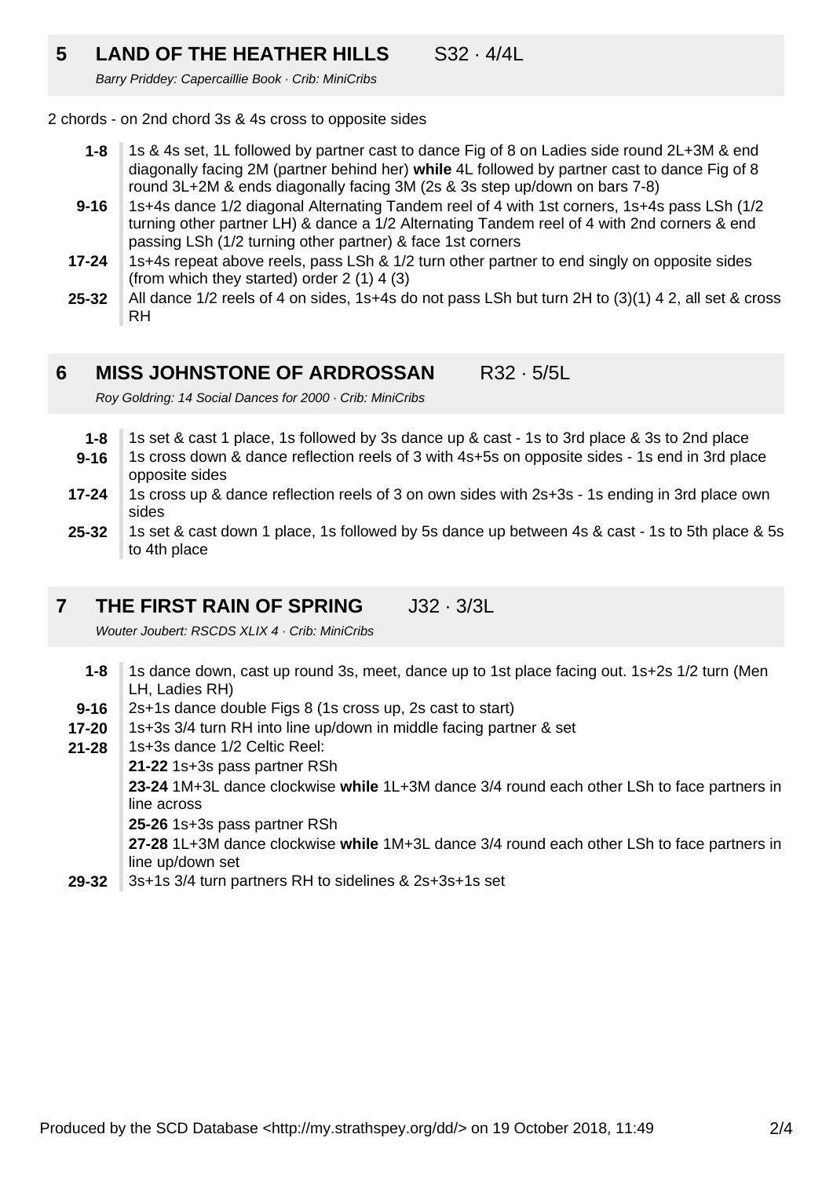## 5 LAND OF THE HEATHER HILLS S32 · 4/4L

*Barry Priddey: Capercaillie Book · Crib: MiniCribs*

2 chords - on 2nd chord 3s & 4s cross to opposite sides

- **1-8** 1s & 4s set, 1L followed by partner cast to dance Fig of 8 on Ladies side round 2L+3M & end diagonally facing 2M (partner behind her) **while** 4L followed by partner cast to dance Fig of 8 round 3L+2M & ends diagonally facing 3M (2s & 3s step up/down on bars 7-8)
- **9-16** 1s+4s dance 1/2 diagonal Alternating Tandem reel of 4 with 1st corners, 1s+4s pass LSh (1/2 turning other partner LH) & dance a 1/2 Alternating Tandem reel of 4 with 2nd corners & end passing LSh (1/2 turning other partner) & face 1st corners
- **17-24** 1s+4s repeat above reels, pass LSh & 1/2 turn other partner to end singly on opposite sides (from which they started) order 2 (1) 4 (3)
- **25-32** All dance 1/2 reels of 4 on sides, 1s+4s do not pass LSh but turn 2H to (3)(1) 4 2, all set & cross RH

## 6 MISS JOHNSTONE OF ARDROSSAN R32 · 5/5L

*Roy Goldring: 14 Social Dances for 2000 · Crib: MiniCribs*

- **1-8** 1s set & cast 1 place, 1s followed by 3s dance up & cast - 1s to 3rd place & 3s to 2nd place
- **9-16** 1s cross down & dance reflection reels of 3 with 4s+5s on opposite sides - 1s end in 3rd place opposite sides
- **17-24** 1s cross up & dance reflection reels of 3 on own sides with 2s+3s - 1s ending in 3rd place own sides
- **25-32** 1s set & cast down 1 place, 1s followed by 5s dance up between 4s & cast - 1s to 5th place & 5s to 4th place

## 7 THE FIRST RAIN OF SPRING J32 · 3/3L

*Wouter Joubert: RSCDS XLIX 4 · Crib: MiniCribs*

- **1-8** 1s dance down, cast up round 3s, meet, dance up to 1st place facing out. 1s+2s 1/2 turn (Men LH, Ladies RH)
- **9-16** 2s+1s dance double Figs 8 (1s cross up, 2s cast to start)
- **17-20** 1s+3s 3/4 turn RH into line up/down in middle facing partner & set
- **21-28** 1s+3s dance 1/2 Celtic Reel:
  - **21-22** 1s+3s pass partner RSh
  - **23-24** 1M+3L dance clockwise **while** 1L+3M dance 3/4 round each other LSh to face partners in line across
  - **25-26** 1s+3s pass partner RSh
  - **27-28** 1L+3M dance clockwise **while** 1M+3L dance 3/4 round each other LSh to face partners in line up/down set
- **29-32** 3s+1s 3/4 turn partners RH to sidelines & 2s+3s+1s set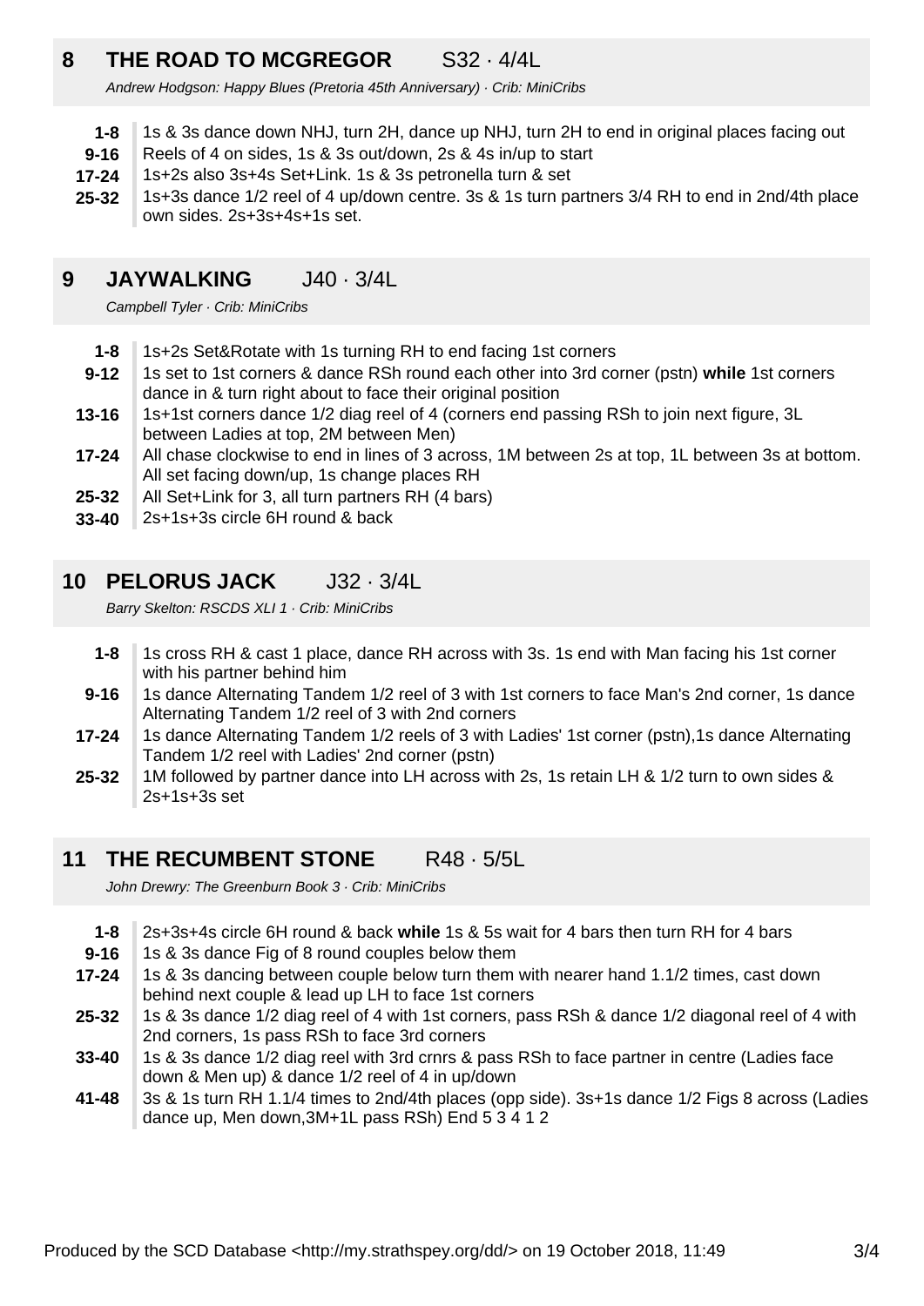## 8 THE ROAD TO MCGREGOR S32 · 4/4L

*Andrew Hodgson: Happy Blues (Pretoria 45th Anniversary) · Crib: MiniCribs*

| | |
|---|---|
| **1-8** | 1s & 3s dance down NHJ, turn 2H, dance up NHJ, turn 2H to end in original places facing out |
| **9-16** | Reels of 4 on sides, 1s & 3s out/down, 2s & 4s in/up to start |
| **17-24** | 1s+2s also 3s+4s Set+Link. 1s & 3s petronella turn & set |
| **25-32** | 1s+3s dance 1/2 reel of 4 up/down centre. 3s & 1s turn partners 3/4 RH to end in 2nd/4th place own sides. 2s+3s+4s+1s set. |

## 9 JAYWALKING J40 · 3/4L

*Campbell Tyler · Crib: MiniCribs*

| | |
|---|---|
| **1-8** | 1s+2s Set&Rotate with 1s turning RH to end facing 1st corners |
| **9-12** | 1s set to 1st corners & dance RSh round each other into 3rd corner (pstn) **while** 1st corners dance in & turn right about to face their original position |
| **13-16** | 1s+1st corners dance 1/2 diag reel of 4 (corners end passing RSh to join next figure, 3L between Ladies at top, 2M between Men) |
| **17-24** | All chase clockwise to end in lines of 3 across, 1M between 2s at top, 1L between 3s at bottom. All set facing down/up, 1s change places RH |
| **25-32** | All Set+Link for 3, all turn partners RH (4 bars) |
| **33-40** | 2s+1s+3s circle 6H round & back |

## 10 PELORUS JACK J32 · 3/4L

*Barry Skelton: RSCDS XLI 1 · Crib: MiniCribs*

| | |
|---|---|
| **1-8** | 1s cross RH & cast 1 place, dance RH across with 3s. 1s end with Man facing his 1st corner with his partner behind him |
| **9-16** | 1s dance Alternating Tandem 1/2 reel of 3 with 1st corners to face Man's 2nd corner, 1s dance Alternating Tandem 1/2 reel of 3 with 2nd corners |
| **17-24** | 1s dance Alternating Tandem 1/2 reels of 3 with Ladies' 1st corner (pstn),1s dance Alternating Tandem 1/2 reel with Ladies' 2nd corner (pstn) |
| **25-32** | 1M followed by partner dance into LH across with 2s, 1s retain LH & 1/2 turn to own sides & 2s+1s+3s set |

## 11 THE RECUMBENT STONE R48 · 5/5L

*John Drewry: The Greenburn Book 3 · Crib: MiniCribs*

| | |
|---|---|
| **1-8** | 2s+3s+4s circle 6H round & back **while** 1s & 5s wait for 4 bars then turn RH for 4 bars |
| **9-16** | 1s & 3s dance Fig of 8 round couples below them |
| **17-24** | 1s & 3s dancing between couple below turn them with nearer hand 1.1/2 times, cast down behind next couple & lead up LH to face 1st corners |
| **25-32** | 1s & 3s dance 1/2 diag reel of 4 with 1st corners, pass RSh & dance 1/2 diagonal reel of 4 with 2nd corners, 1s pass RSh to face 3rd corners |
| **33-40** | 1s & 3s dance 1/2 diag reel with 3rd crnrs & pass RSh to face partner in centre (Ladies face down & Men up) & dance 1/2 reel of 4 in up/down |
| **41-48** | 3s & 1s turn RH 1.1/4 times to 2nd/4th places (opp side). 3s+1s dance 1/2 Figs 8 across (Ladies dance up, Men down,3M+1L pass RSh) End 5 3 4 1 2 |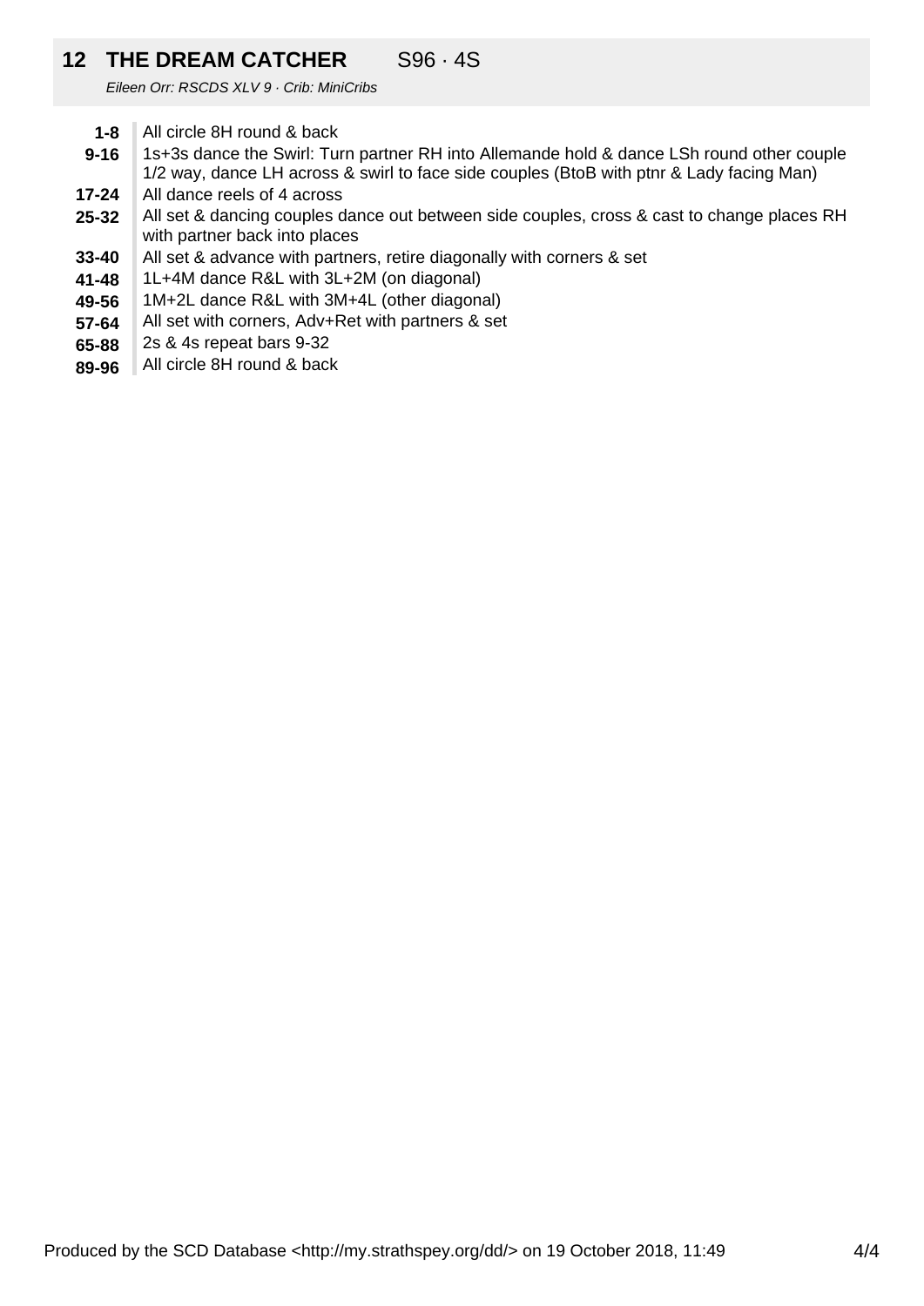## 12 THE DREAM CATCHER S96 · 4S

*Eileen Orr: RSCDS XLV 9 · Crib: MiniCribs*

| | |
|---|---|
| **1-8** | All circle 8H round & back |
| **9-16** | 1s+3s dance the Swirl: Turn partner RH into Allemande hold & dance LSh round other couple 1/2 way, dance LH across & swirl to face side couples (BtoB with ptnr & Lady facing Man) |
| **17-24** | All dance reels of 4 across |
| **25-32** | All set & dancing couples dance out between side couples, cross & cast to change places RH with partner back into places |
| **33-40** | All set & advance with partners, retire diagonally with corners & set |
| **41-48** | 1L+4M dance R&L with 3L+2M (on diagonal) |
| **49-56** | 1M+2L dance R&L with 3M+4L (other diagonal) |
| **57-64** | All set with corners, Adv+Ret with partners & set |
| **65-88** | 2s & 4s repeat bars 9-32 |
| **89-96** | All circle 8H round & back |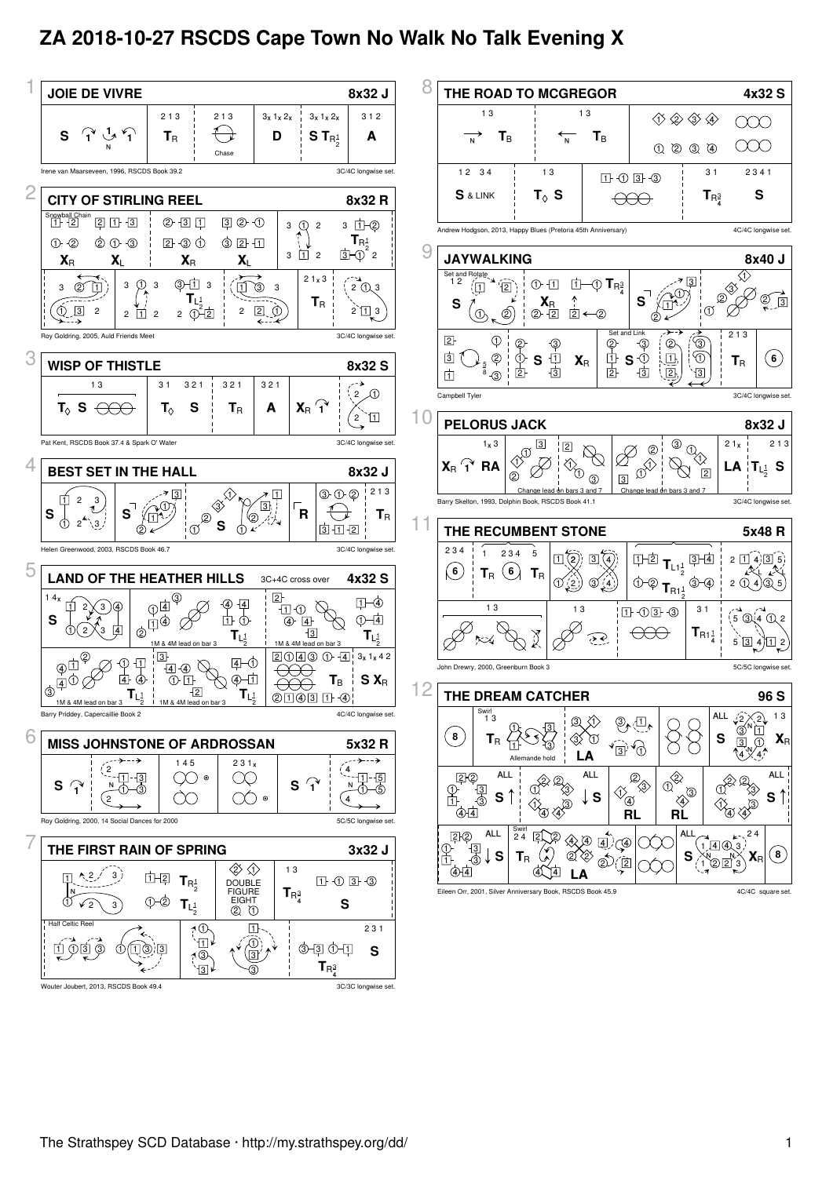# ZA 2018-10-27 RSCDS Cape Town No Walk No Talk Evening X

## 1 JOIE DE VIVRE — 8x32 J

Irene van Maarseveen, 1996, RSCDS Book 39.2 — 3C/4C longwise set.

## 2 CITY OF STIRLING REEL — 8x32 R

Roy Goldring, 2005, Auld Friends Meet — 3C/4C longwise set.

## 3 WISP OF THISTLE — 8x32 S

Pat Kent, RSCDS Book 37.4 & Spark O' Water — 3C/4C longwise set.

## 4 BEST SET IN THE HALL — 8x32 J

Helen Greenwood, 2003, RSCDS Book 46.7 — 3C/4C longwise set.

## 5 LAND OF THE HEATHER HILLS — 3C+4C cross over — 4x32 S

Barry Priddey, Capercaillie Book 2 — 4C/4C longwise set.

## 6 MISS JOHNSTONE OF ARDROSSAN — 5x32 R

Roy Goldring, 2000, 14 Social Dances for 2000 — 5C/5C longwise set.

## 7 THE FIRST RAIN OF SPRING — 3x32 J

Wouter Joubert, 2013, RSCDS Book 49.4 — 3C/3C longwise set.

## 8 THE ROAD TO MCGREGOR — 4x32 S

Andrew Hodgson, 2013, Happy Blues (Pretoria 45th Anniversary) — 4C/4C longwise set.

## 9 JAYWALKING — 8x40 J

Campbell Tyler — 3C/4C longwise set.

## 10 PELORUS JACK — 8x32 J

Barry Skelton, 1993, Dolphin Book, RSCDS Book 41.1 — 3C/4C longwise set.

## 11 THE RECUMBENT STONE — 5x48 R

John Drewry, 2000, Greenburn Book 3 — 5C/5C longwise set.

## 12 THE DREAM CATCHER — 96 S

Eileen Orr, 2001, Silver Anniversary Book, RSCDS Book 45.9 — 4C/4C square set.